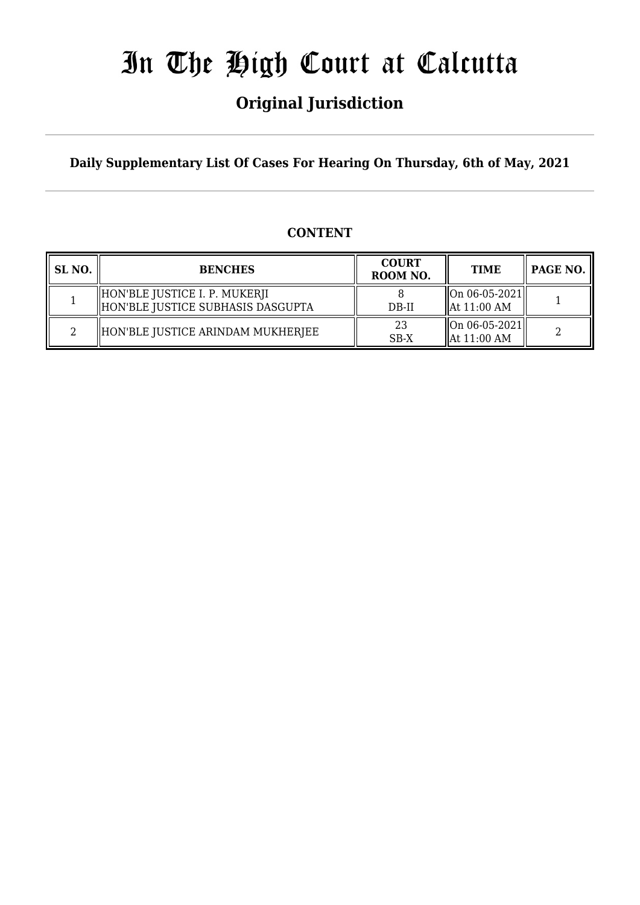# In The High Court at Calcutta

## Original Jurisdiction

**Daily Supplementary List Of Cases For Hearing On Thursday, 6th of May, 2021**

**CONTENT**

| SL NO. | BENCHES | COURT ROOM NO. | TIME | PAGE NO. |
|---|---|---|---|---|
| 1 | HON'BLE JUSTICE I. P. MUKERJI<br>HON'BLE JUSTICE SUBHASIS DASGUPTA | 8<br>DB-II | On 06-05-2021<br>At 11:00 AM | 1 |
| 2 | HON'BLE JUSTICE ARINDAM MUKHERJEE | 23<br>SB-X | On 06-05-2021<br>At 11:00 AM | 2 |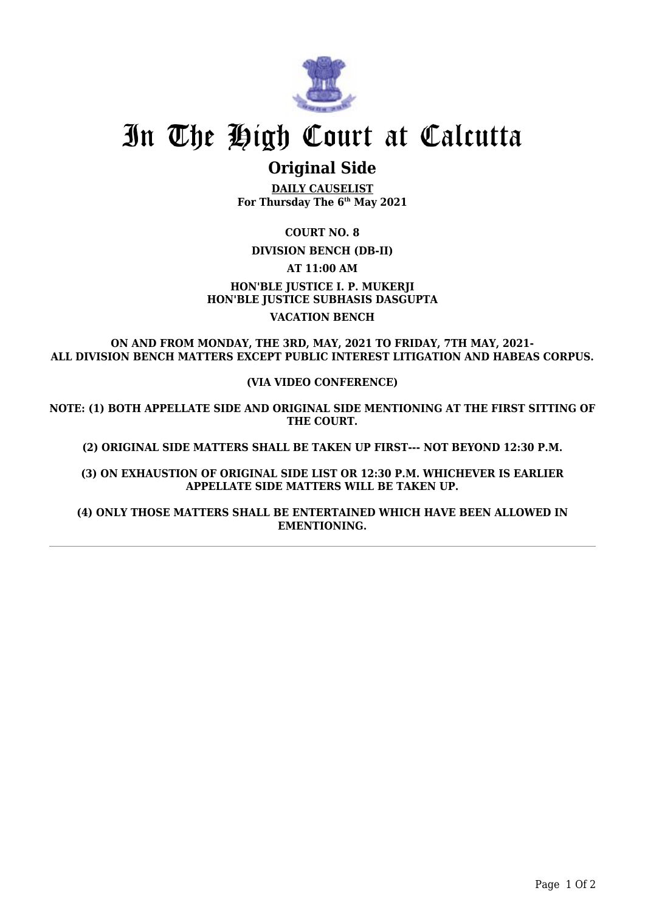# In The High Court at Calcutta

## Original Side

**DAILY CAUSELIST**
**For Thursday The 6th May 2021**

**COURT NO. 8**

**DIVISION BENCH (DB-II)**

**AT 11:00 AM**

**HON'BLE JUSTICE I. P. MUKERJI**
**HON'BLE JUSTICE SUBHASIS DASGUPTA**

**VACATION BENCH**

**ON AND FROM MONDAY, THE 3RD, MAY, 2021 TO FRIDAY, 7TH MAY, 2021-**
**ALL DIVISION BENCH MATTERS EXCEPT PUBLIC INTEREST LITIGATION AND HABEAS CORPUS.**

**(VIA VIDEO CONFERENCE)**

**NOTE: (1) BOTH APPELLATE SIDE AND ORIGINAL SIDE MENTIONING AT THE FIRST SITTING OF THE COURT.**

**(2) ORIGINAL SIDE MATTERS SHALL BE TAKEN UP FIRST--- NOT BEYOND 12:30 P.M.**

**(3) ON EXHAUSTION OF ORIGINAL SIDE LIST OR 12:30 P.M. WHICHEVER IS EARLIER APPELLATE SIDE MATTERS WILL BE TAKEN UP.**

**(4) ONLY THOSE MATTERS SHALL BE ENTERTAINED WHICH HAVE BEEN ALLOWED IN EMENTIONING.**

---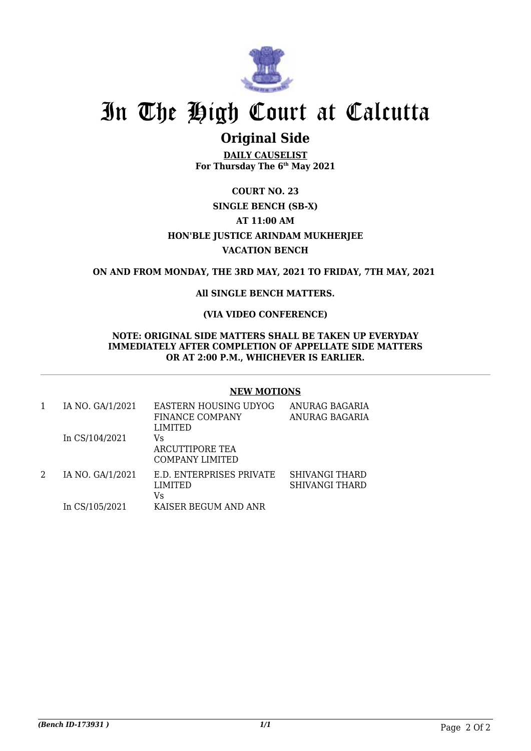# In The High Court at Calcutta

## Original Side

**DAILY CAUSELIST**
**For Thursday The 6th May 2021**

**COURT NO. 23**

**SINGLE BENCH (SB-X)**

**AT 11:00 AM**

**HON'BLE JUSTICE ARINDAM MUKHERJEE**

**VACATION BENCH**

**ON AND FROM MONDAY, THE 3RD MAY, 2021 TO FRIDAY, 7TH MAY, 2021**

**All SINGLE BENCH MATTERS.**

**(VIA VIDEO CONFERENCE)**

**NOTE: ORIGINAL SIDE MATTERS SHALL BE TAKEN UP EVERYDAY IMMEDIATELY AFTER COMPLETION OF APPELLATE SIDE MATTERS OR AT 2:00 P.M., WHICHEVER IS EARLIER.**

**NEW MOTIONS**

| | | | |
|---|---|---|---|
| 1 | IA NO. GA/1/2021<br>In CS/104/2021 | EASTERN HOUSING UDYOG FINANCE COMPANY LIMITED<br>Vs<br>ARCUTTIPORE TEA COMPANY LIMITED | ANURAG BAGARIA<br>ANURAG BAGARIA |
| 2 | IA NO. GA/1/2021<br>In CS/105/2021 | E.D. ENTERPRISES PRIVATE LIMITED<br>Vs<br>KAISER BEGUM AND ANR | SHIVANGI THARD<br>SHIVANGI THARD |

*(Bench ID-173931 )*